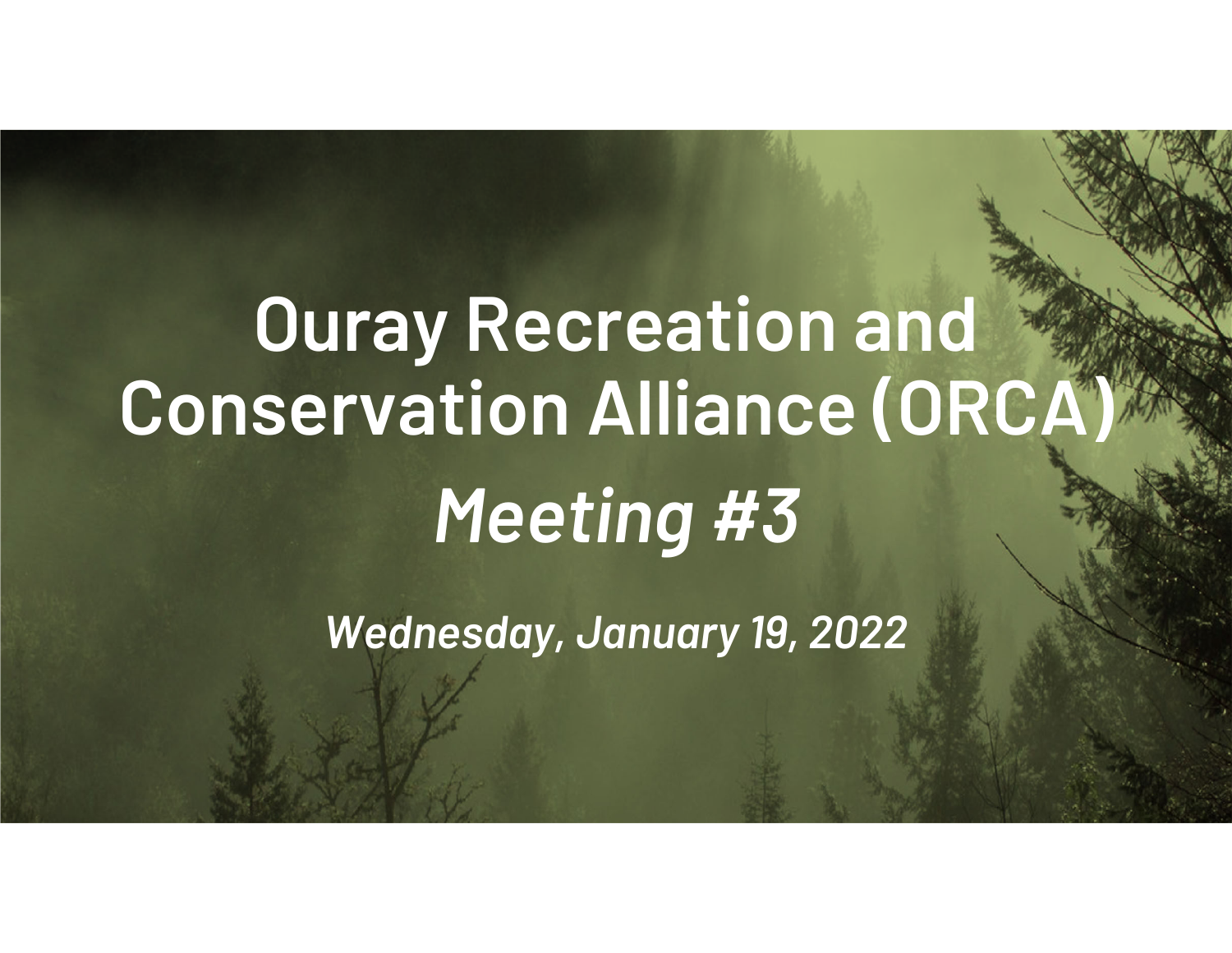# Ouray Recreation and Conservation Alliance (ORCA)

## *Meeting #3*

***Wednesday, January 19, 2022***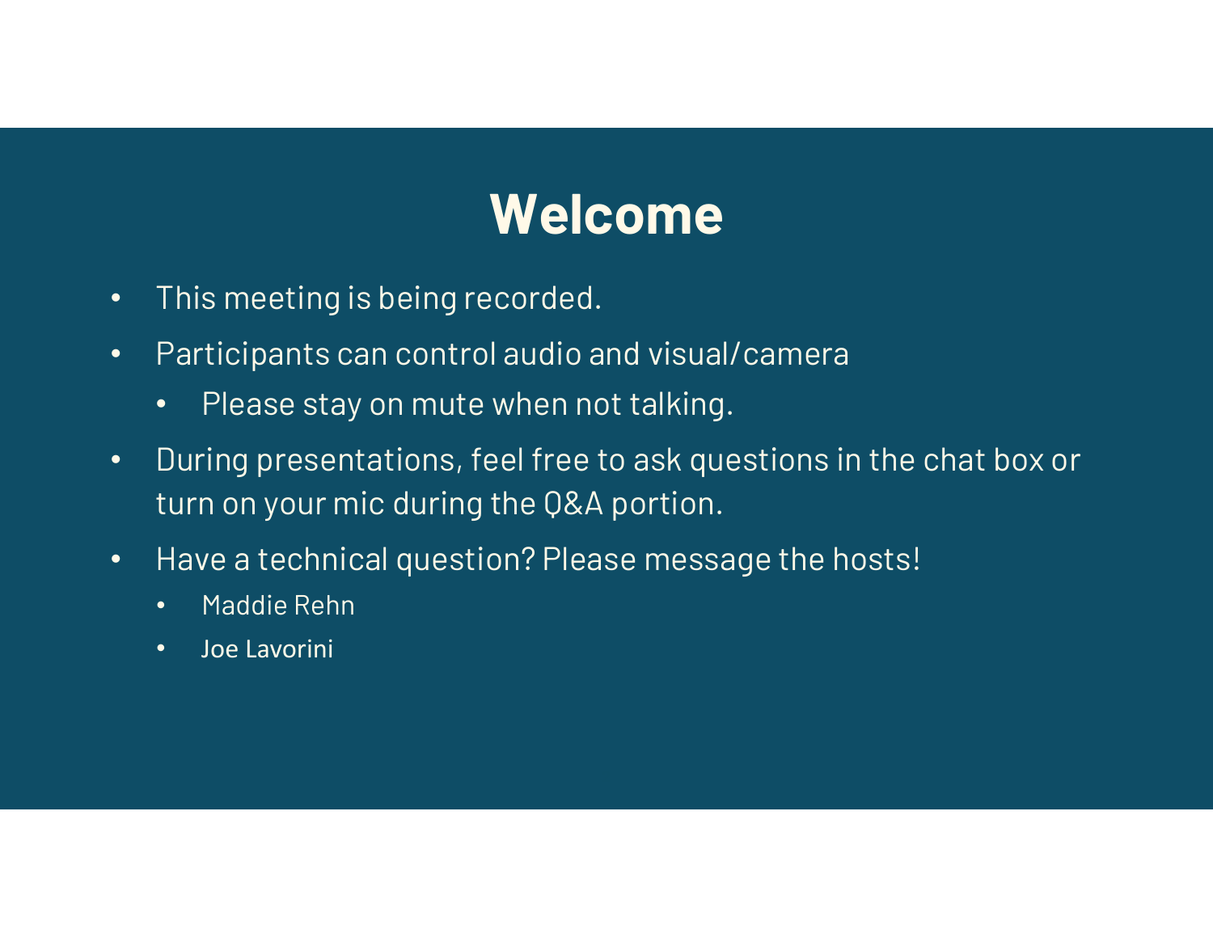# Welcome

- This meeting is being recorded.
- Participants can control audio and visual/camera
  - Please stay on mute when not talking.
- During presentations, feel free to ask questions in the chat box or turn on your mic during the Q&A portion.
- Have a technical question? Please message the hosts!
  - Maddie Rehn
  - Joe Lavorini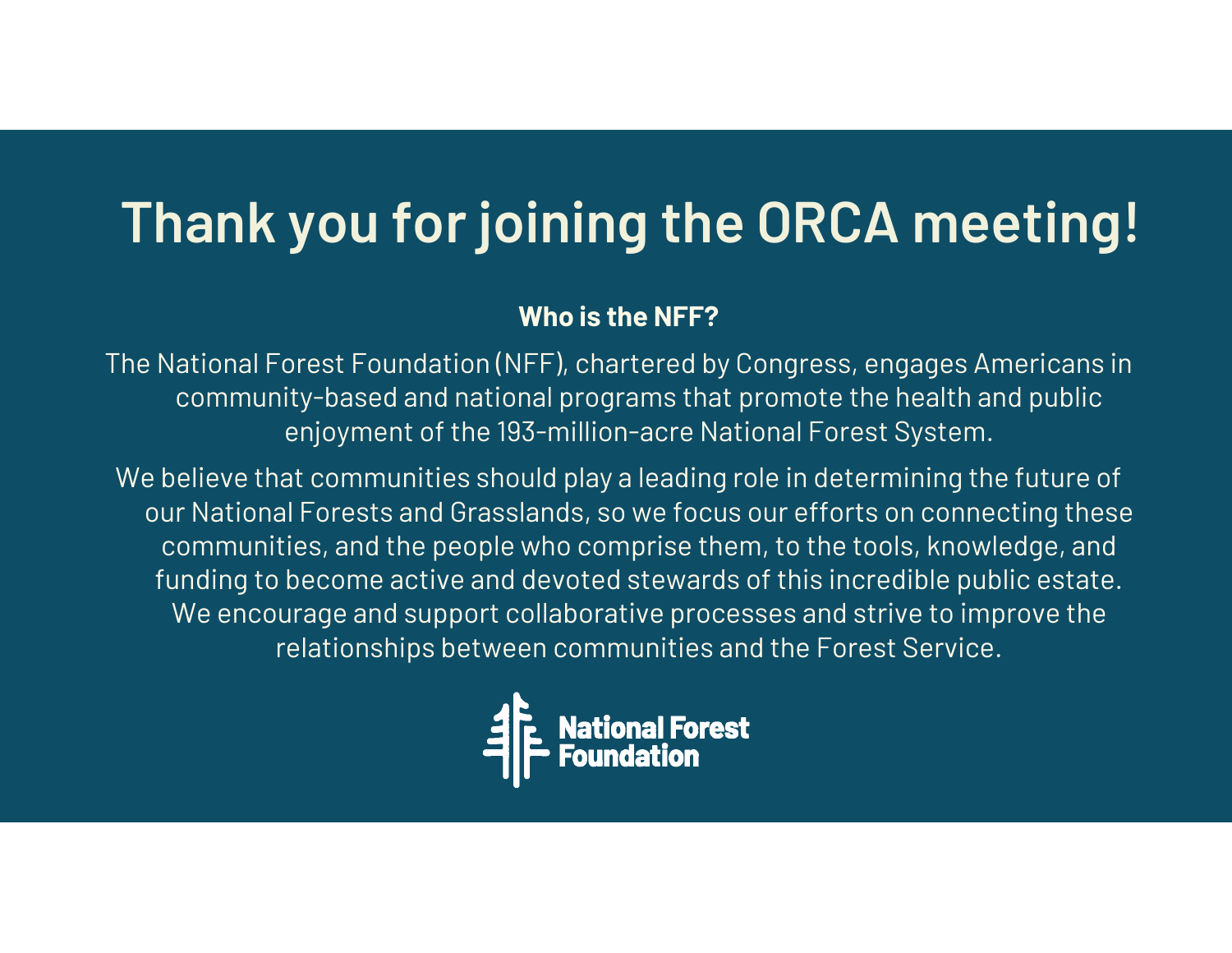# Thank you for joining the ORCA meeting!

**Who is the NFF?**

The National Forest Foundation (NFF), chartered by Congress, engages Americans in community-based and national programs that promote the health and public enjoyment of the 193-million-acre National Forest System.

We believe that communities should play a leading role in determining the future of our National Forests and Grasslands, so we focus our efforts on connecting these communities, and the people who comprise them, to the tools, knowledge, and funding to become active and devoted stewards of this incredible public estate. We encourage and support collaborative processes and strive to improve the relationships between communities and the Forest Service.

National Forest Foundation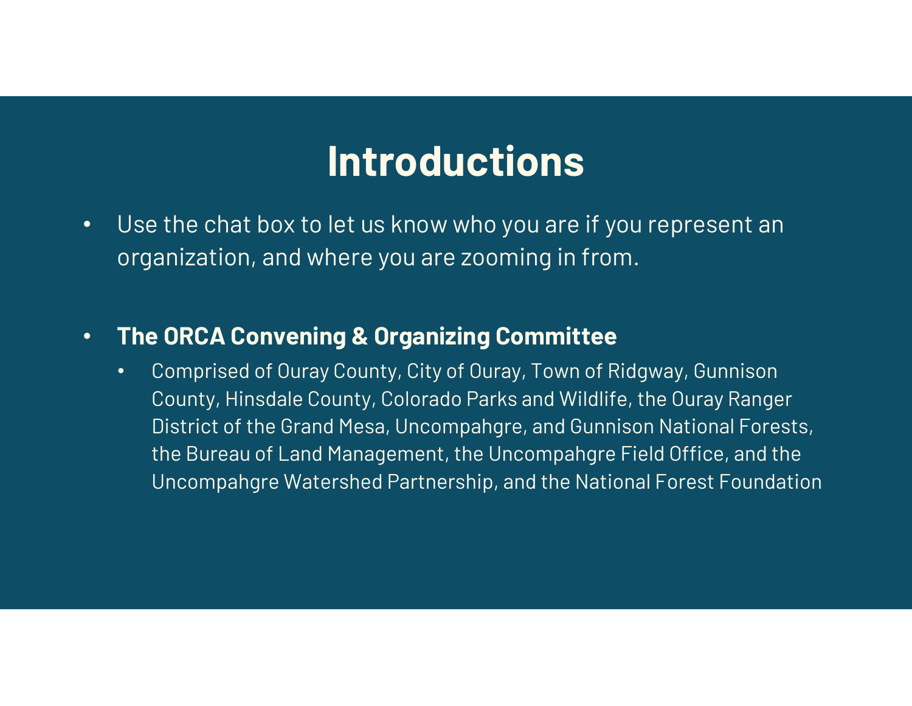# Introductions

- Use the chat box to let us know who you are if you represent an organization, and where you are zooming in from.
- **The ORCA Convening & Organizing Committee**
  - Comprised of Ouray County, City of Ouray, Town of Ridgway, Gunnison County, Hinsdale County, Colorado Parks and Wildlife, the Ouray Ranger District of the Grand Mesa, Uncompahgre, and Gunnison National Forests, the Bureau of Land Management, the Uncompahgre Field Office, and the Uncompahgre Watershed Partnership, and the National Forest Foundation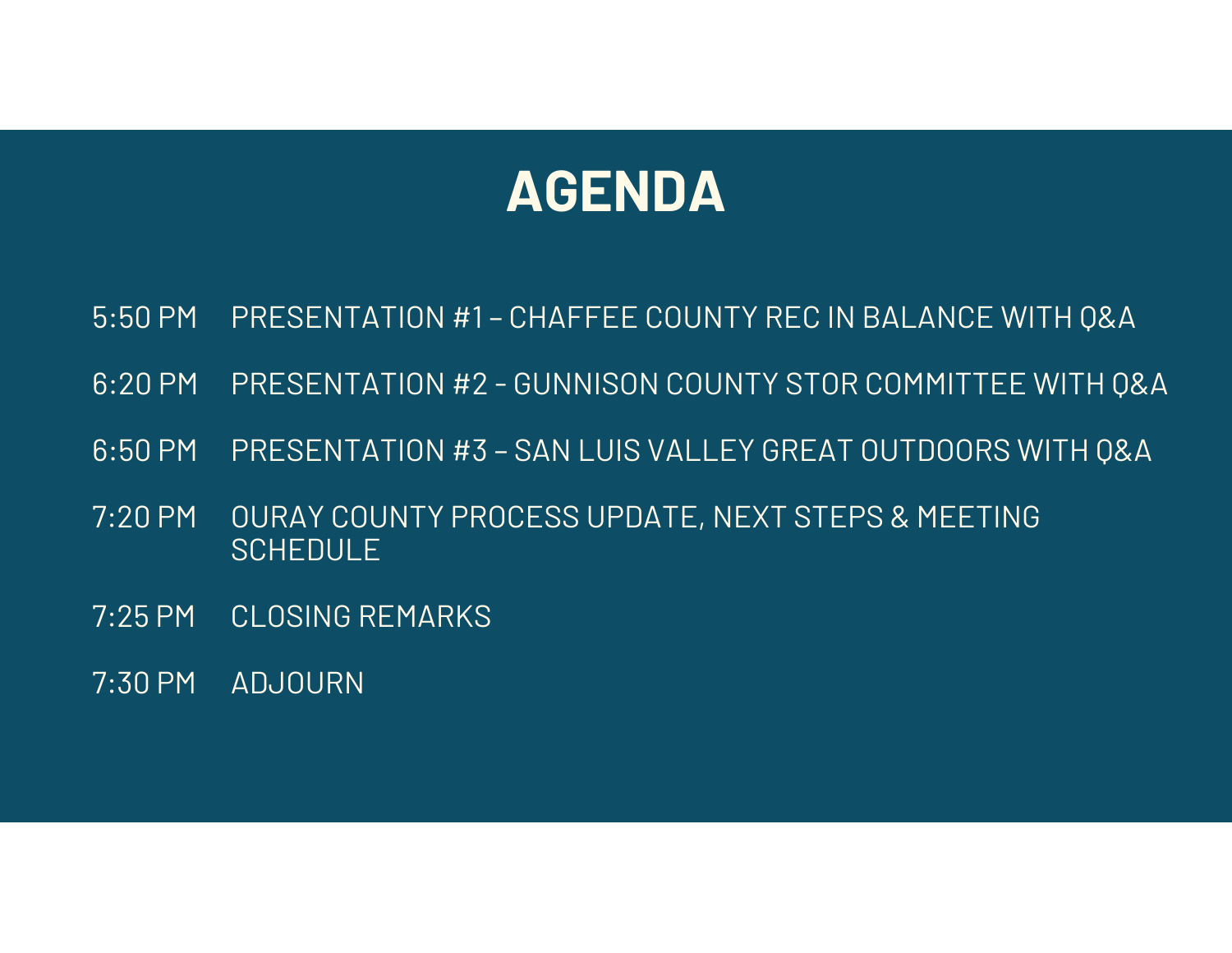# AGENDA

| | |
|---|---|
| 5:50 PM | PRESENTATION #1 – CHAFFEE COUNTY REC IN BALANCE WITH Q&A |
| 6:20 PM | PRESENTATION #2 - GUNNISON COUNTY STOR COMMITTEE WITH Q&A |
| 6:50 PM | PRESENTATION #3 – SAN LUIS VALLEY GREAT OUTDOORS WITH Q&A |
| 7:20 PM | OURAY COUNTY PROCESS UPDATE, NEXT STEPS & MEETING SCHEDULE |
| 7:25 PM | CLOSING REMARKS |
| 7:30 PM | ADJOURN |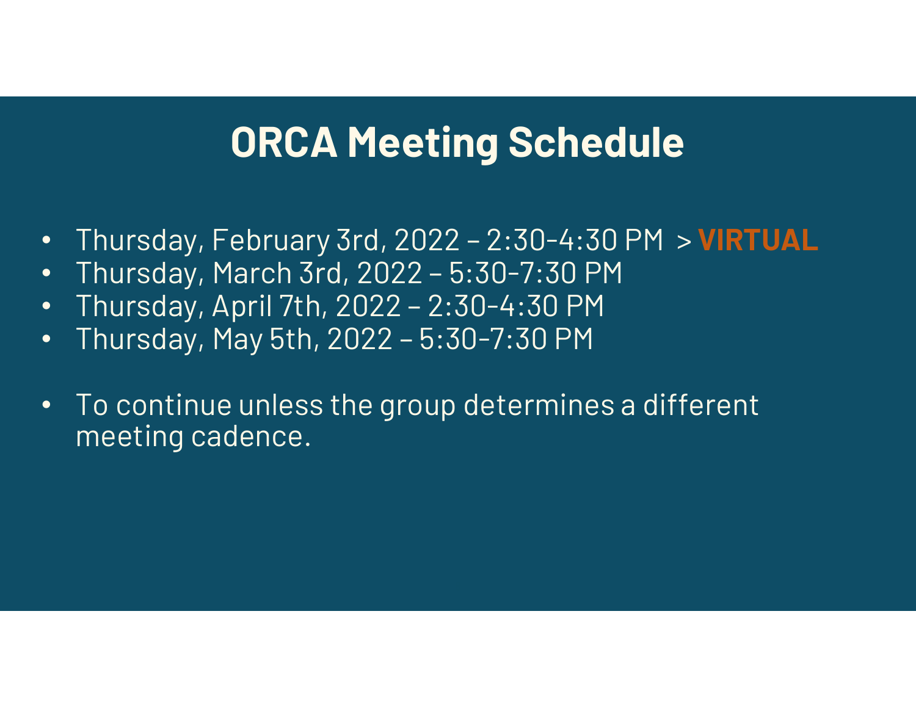# ORCA Meeting Schedule

- Thursday, February 3rd, 2022 – 2:30-4:30 PM > **VIRTUAL**
- Thursday, March 3rd, 2022 – 5:30-7:30 PM
- Thursday, April 7th, 2022 – 2:30-4:30 PM
- Thursday, May 5th, 2022 – 5:30-7:30 PM

- To continue unless the group determines a different meeting cadence.